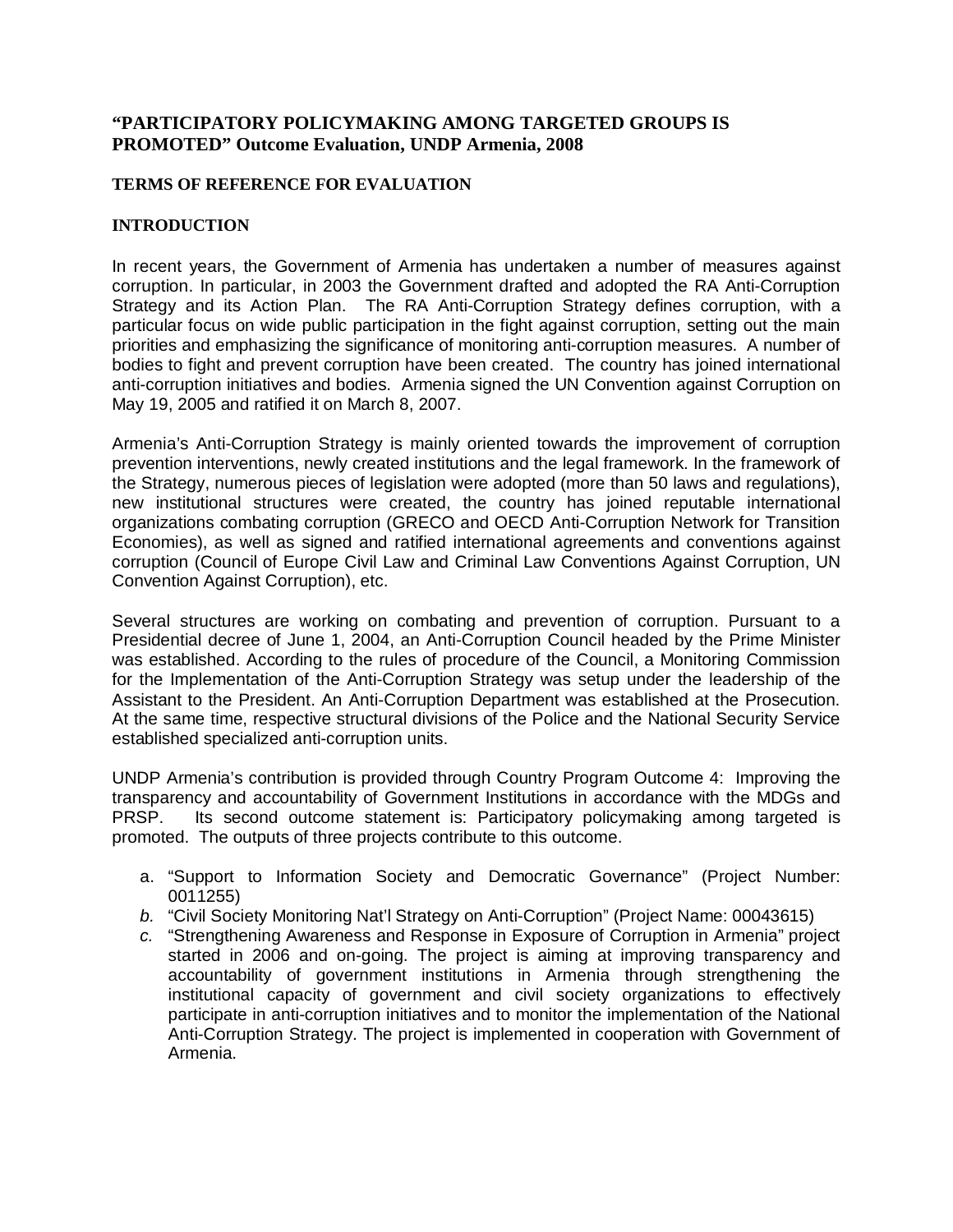## "PARTICIPATORY POLICYMAKING AMONG TARGETED GROUPS IS PROMOTED" Outcome Evaluation, UNDP Armenia, 2008

### TERMS OF REFERENCE FOR EVALUATION

### INTRODUCTION

In recent years, the Government of Armenia has undertaken a number of measures against corruption. In particular, in 2003 the Government drafted and adopted the RA Anti-Corruption Strategy and its Action Plan. The RA Anti-Corruption Strategy defines corruption, with a particular focus on wide public participation in the fight against corruption, setting out the main priorities and emphasizing the significance of monitoring anti-corruption measures. A number of bodies to fight and prevent corruption have been created. The country has joined international anti-corruption initiatives and bodies. Armenia signed the UN Convention against Corruption on May 19, 2005 and ratified it on March 8, 2007.

Armenia's Anti-Corruption Strategy is mainly oriented towards the improvement of corruption prevention interventions, newly created institutions and the legal framework. In the framework of the Strategy, numerous pieces of legislation were adopted (more than 50 laws and regulations), new institutional structures were created, the country has joined reputable international organizations combating corruption (GRECO and OECD Anti-Corruption Network for Transition Economies), as well as signed and ratified international agreements and conventions against corruption (Council of Europe Civil Law and Criminal Law Conventions Against Corruption, UN Convention Against Corruption), etc.

Several structures are working on combating and prevention of corruption. Pursuant to a Presidential decree of June 1, 2004, an Anti-Corruption Council headed by the Prime Minister was established. According to the rules of procedure of the Council, a Monitoring Commission for the Implementation of the Anti-Corruption Strategy was setup under the leadership of the Assistant to the President. An Anti-Corruption Department was established at the Prosecution. At the same time, respective structural divisions of the Police and the National Security Service established specialized anti-corruption units.

UNDP Armenia's contribution is provided through Country Program Outcome 4: Improving the transparency and accountability of Government Institutions in accordance with the MDGs and PRSP. Its second outcome statement is: Participatory policymaking among targeted is promoted. The outputs of three projects contribute to this outcome.

a. "Support to Information Society and Democratic Governance" (Project Number: 0011255)
b. "Civil Society Monitoring Nat'l Strategy on Anti-Corruption" (Project Name: 00043615)
c. "Strengthening Awareness and Response in Exposure of Corruption in Armenia" project started in 2006 and on-going. The project is aiming at improving transparency and accountability of government institutions in Armenia through strengthening the institutional capacity of government and civil society organizations to effectively participate in anti-corruption initiatives and to monitor the implementation of the National Anti-Corruption Strategy. The project is implemented in cooperation with Government of Armenia.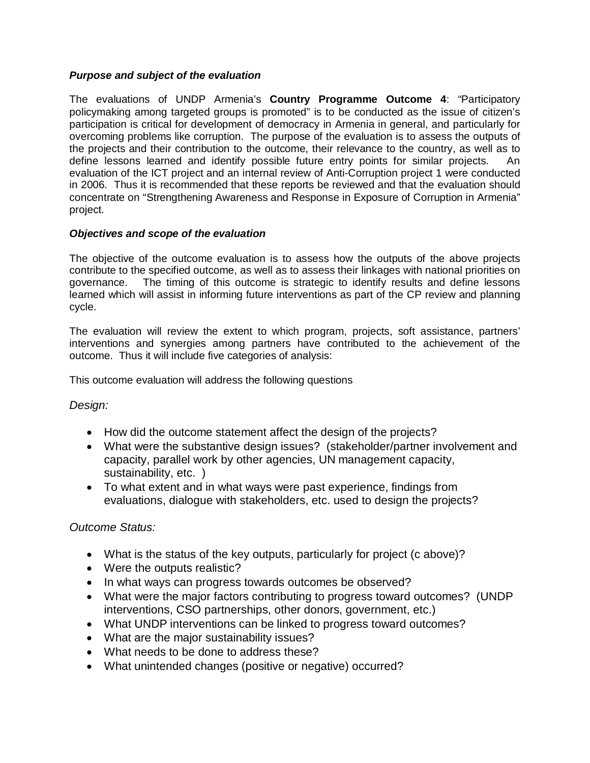***Purpose and subject of the evaluation***

The evaluations of UNDP Armenia's **Country Programme Outcome 4**: "Participatory policymaking among targeted groups is promoted" is to be conducted as the issue of citizen's participation is critical for development of democracy in Armenia in general, and particularly for overcoming problems like corruption. The purpose of the evaluation is to assess the outputs of the projects and their contribution to the outcome, their relevance to the country, as well as to define lessons learned and identify possible future entry points for similar projects. An evaluation of the ICT project and an internal review of Anti-Corruption project 1 were conducted in 2006. Thus it is recommended that these reports be reviewed and that the evaluation should concentrate on "Strengthening Awareness and Response in Exposure of Corruption in Armenia" project.

***Objectives and scope of the evaluation***

The objective of the outcome evaluation is to assess how the outputs of the above projects contribute to the specified outcome, as well as to assess their linkages with national priorities on governance. The timing of this outcome is strategic to identify results and define lessons learned which will assist in informing future interventions as part of the CP review and planning cycle.

The evaluation will review the extent to which program, projects, soft assistance, partners' interventions and synergies among partners have contributed to the achievement of the outcome. Thus it will include five categories of analysis:

This outcome evaluation will address the following questions

*Design:*

- How did the outcome statement affect the design of the projects?
- What were the substantive design issues? (stakeholder/partner involvement and capacity, parallel work by other agencies, UN management capacity, sustainability, etc. )
- To what extent and in what ways were past experience, findings from evaluations, dialogue with stakeholders, etc. used to design the projects?

*Outcome Status:*

- What is the status of the key outputs, particularly for project (c above)?
- Were the outputs realistic?
- In what ways can progress towards outcomes be observed?
- What were the major factors contributing to progress toward outcomes? (UNDP interventions, CSO partnerships, other donors, government, etc.)
- What UNDP interventions can be linked to progress toward outcomes?
- What are the major sustainability issues?
- What needs to be done to address these?
- What unintended changes (positive or negative) occurred?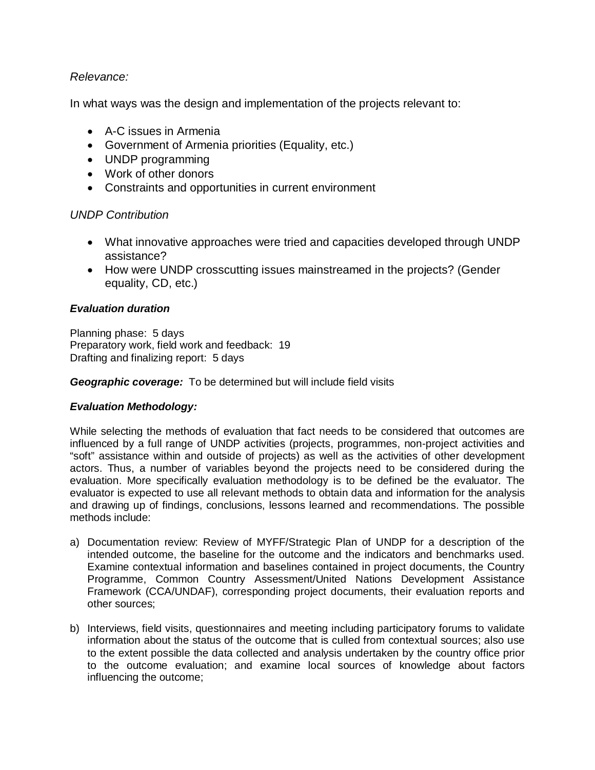*Relevance:*

In what ways was the design and implementation of the projects relevant to:

- A-C issues in Armenia
- Government of Armenia priorities (Equality, etc.)
- UNDP programming
- Work of other donors
- Constraints and opportunities in current environment

*UNDP Contribution*

- What innovative approaches were tried and capacities developed through UNDP assistance?
- How were UNDP crosscutting issues mainstreamed in the projects? (Gender equality, CD, etc.)

***Evaluation duration***

Planning phase: 5 days
Preparatory work, field work and feedback: 19
Drafting and finalizing report: 5 days

***Geographic coverage:*** To be determined but will include field visits

***Evaluation Methodology:***

While selecting the methods of evaluation that fact needs to be considered that outcomes are influenced by a full range of UNDP activities (projects, programmes, non-project activities and "soft" assistance within and outside of projects) as well as the activities of other development actors. Thus, a number of variables beyond the projects need to be considered during the evaluation. More specifically evaluation methodology is to be defined be the evaluator. The evaluator is expected to use all relevant methods to obtain data and information for the analysis and drawing up of findings, conclusions, lessons learned and recommendations. The possible methods include:

a) Documentation review: Review of MYFF/Strategic Plan of UNDP for a description of the intended outcome, the baseline for the outcome and the indicators and benchmarks used. Examine contextual information and baselines contained in project documents, the Country Programme, Common Country Assessment/United Nations Development Assistance Framework (CCA/UNDAF), corresponding project documents, their evaluation reports and other sources;

b) Interviews, field visits, questionnaires and meeting including participatory forums to validate information about the status of the outcome that is culled from contextual sources; also use to the extent possible the data collected and analysis undertaken by the country office prior to the outcome evaluation; and examine local sources of knowledge about factors influencing the outcome;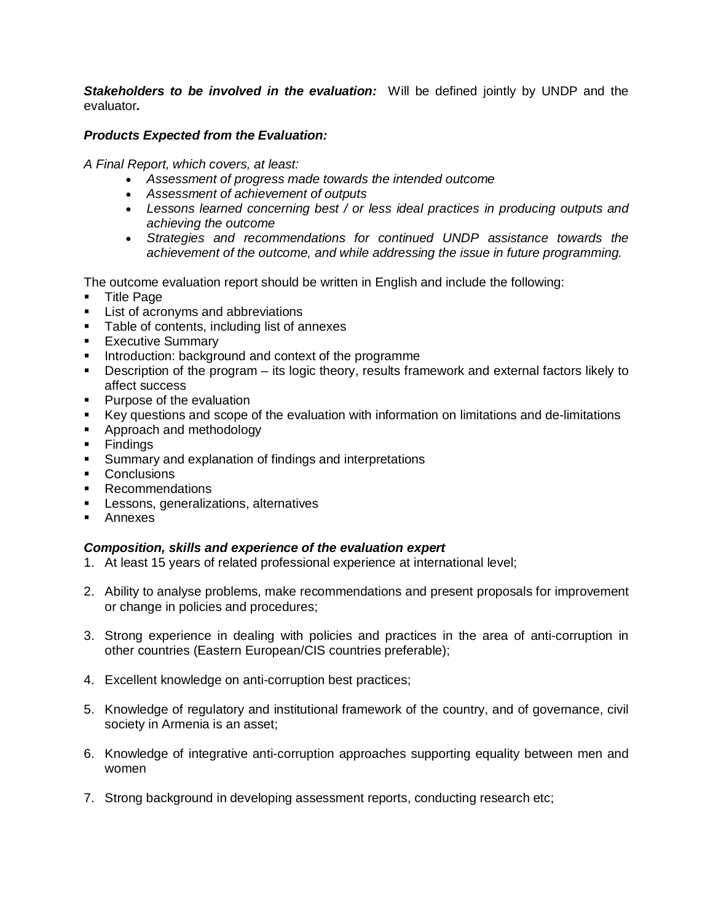***Stakeholders to be involved in the evaluation:*** Will be defined jointly by UNDP and the evaluator***.***

***Products Expected from the Evaluation:***

*A Final Report, which covers, at least:*

- *Assessment of progress made towards the intended outcome*
- *Assessment of achievement of outputs*
- *Lessons learned concerning best / or less ideal practices in producing outputs and achieving the outcome*
- *Strategies and recommendations for continued UNDP assistance towards the achievement of the outcome, and while addressing the issue in future programming.*

The outcome evaluation report should be written in English and include the following:

- Title Page
- List of acronyms and abbreviations
- Table of contents, including list of annexes
- Executive Summary
- Introduction: background and context of the programme
- Description of the program – its logic theory, results framework and external factors likely to affect success
- Purpose of the evaluation
- Key questions and scope of the evaluation with information on limitations and de-limitations
- Approach and methodology
- Findings
- Summary and explanation of findings and interpretations
- Conclusions
- Recommendations
- Lessons, generalizations, alternatives
- Annexes

***Composition, skills and experience of the evaluation expert***

1. At least 15 years of related professional experience at international level;

2. Ability to analyse problems, make recommendations and present proposals for improvement or change in policies and procedures;

3. Strong experience in dealing with policies and practices in the area of anti-corruption in other countries (Eastern European/CIS countries preferable);

4. Excellent knowledge on anti-corruption best practices;

5. Knowledge of regulatory and institutional framework of the country, and of governance, civil society in Armenia is an asset;

6. Knowledge of integrative anti-corruption approaches supporting equality between men and women

7. Strong background in developing assessment reports, conducting research etc;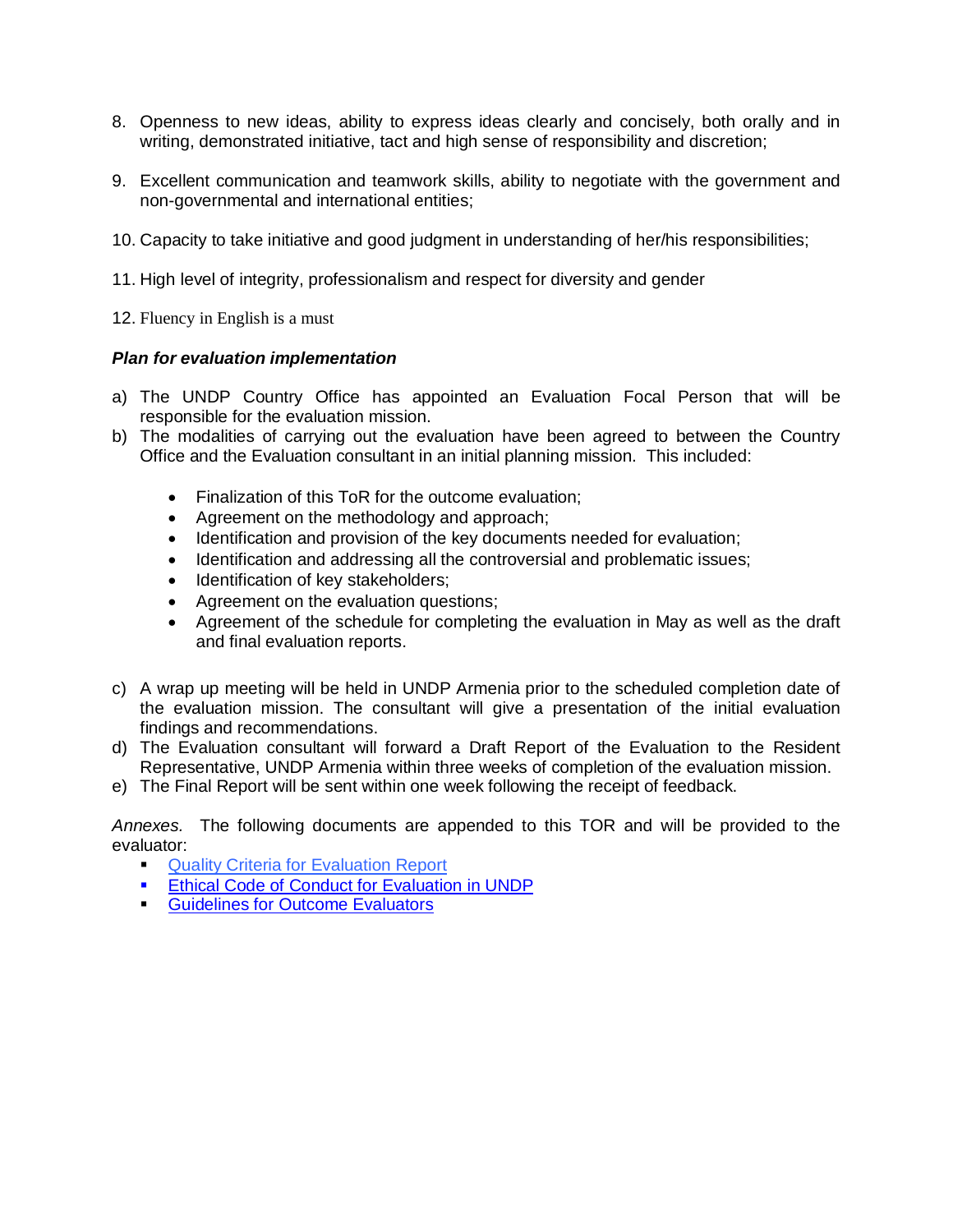8. Openness to new ideas, ability to express ideas clearly and concisely, both orally and in writing, demonstrated initiative, tact and high sense of responsibility and discretion;

9. Excellent communication and teamwork skills, ability to negotiate with the government and non-governmental and international entities;

10. Capacity to take initiative and good judgment in understanding of her/his responsibilities;

11. High level of integrity, professionalism and respect for diversity and gender

12. Fluency in English is a must

***Plan for evaluation implementation***

a) The UNDP Country Office has appointed an Evaluation Focal Person that will be responsible for the evaluation mission.
b) The modalities of carrying out the evaluation have been agreed to between the Country Office and the Evaluation consultant in an initial planning mission. This included:

    - Finalization of this ToR for the outcome evaluation;
    - Agreement on the methodology and approach;
    - Identification and provision of the key documents needed for evaluation;
    - Identification and addressing all the controversial and problematic issues;
    - Identification of key stakeholders;
    - Agreement on the evaluation questions;
    - Agreement of the schedule for completing the evaluation in May as well as the draft and final evaluation reports.

c) A wrap up meeting will be held in UNDP Armenia prior to the scheduled completion date of the evaluation mission. The consultant will give a presentation of the initial evaluation findings and recommendations.
d) The Evaluation consultant will forward a Draft Report of the Evaluation to the Resident Representative, UNDP Armenia within three weeks of completion of the evaluation mission.
e) The Final Report will be sent within one week following the receipt of feedback.

*Annexes.* The following documents are appended to this TOR and will be provided to the evaluator:

- Quality Criteria for Evaluation Report
- Ethical Code of Conduct for Evaluation in UNDP
- Guidelines for Outcome Evaluators